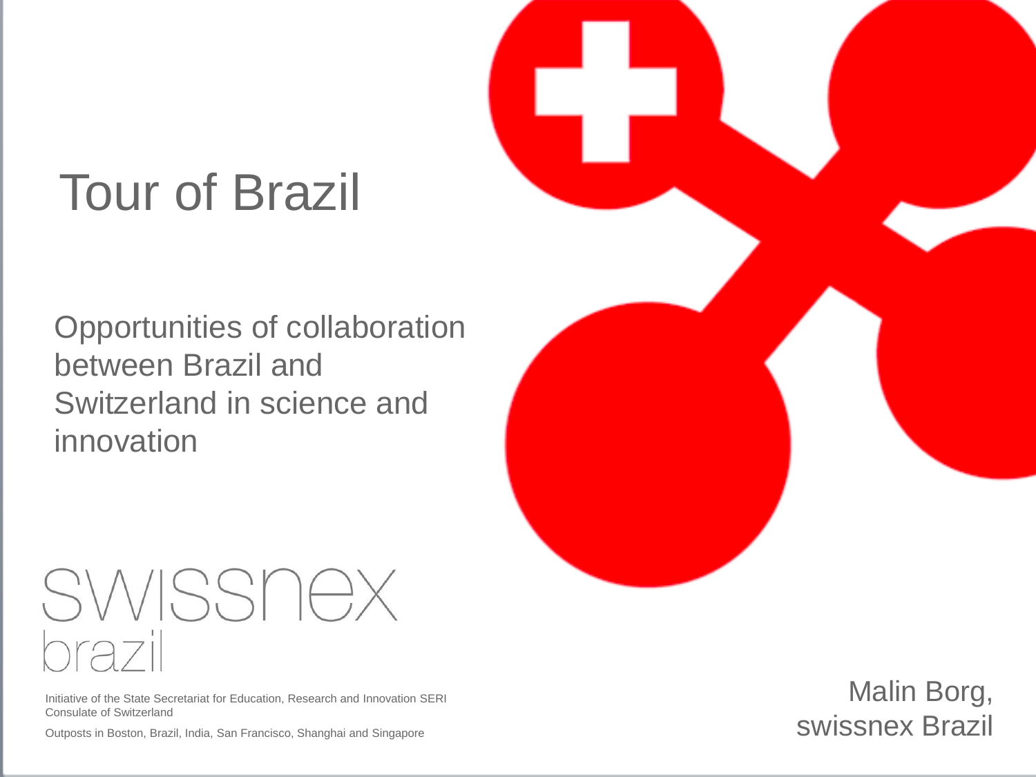# Tour of Brazil

Opportunities of collaboration between Brazil and Switzerland in science and innovation

swissnex brazil

Initiative of the State Secretariat for Education, Research and Innovation SERI
Consulate of Switzerland

Outposts in Boston, Brazil, India, San Francisco, Shanghai and Singapore

Malin Borg,
swissnex Brazil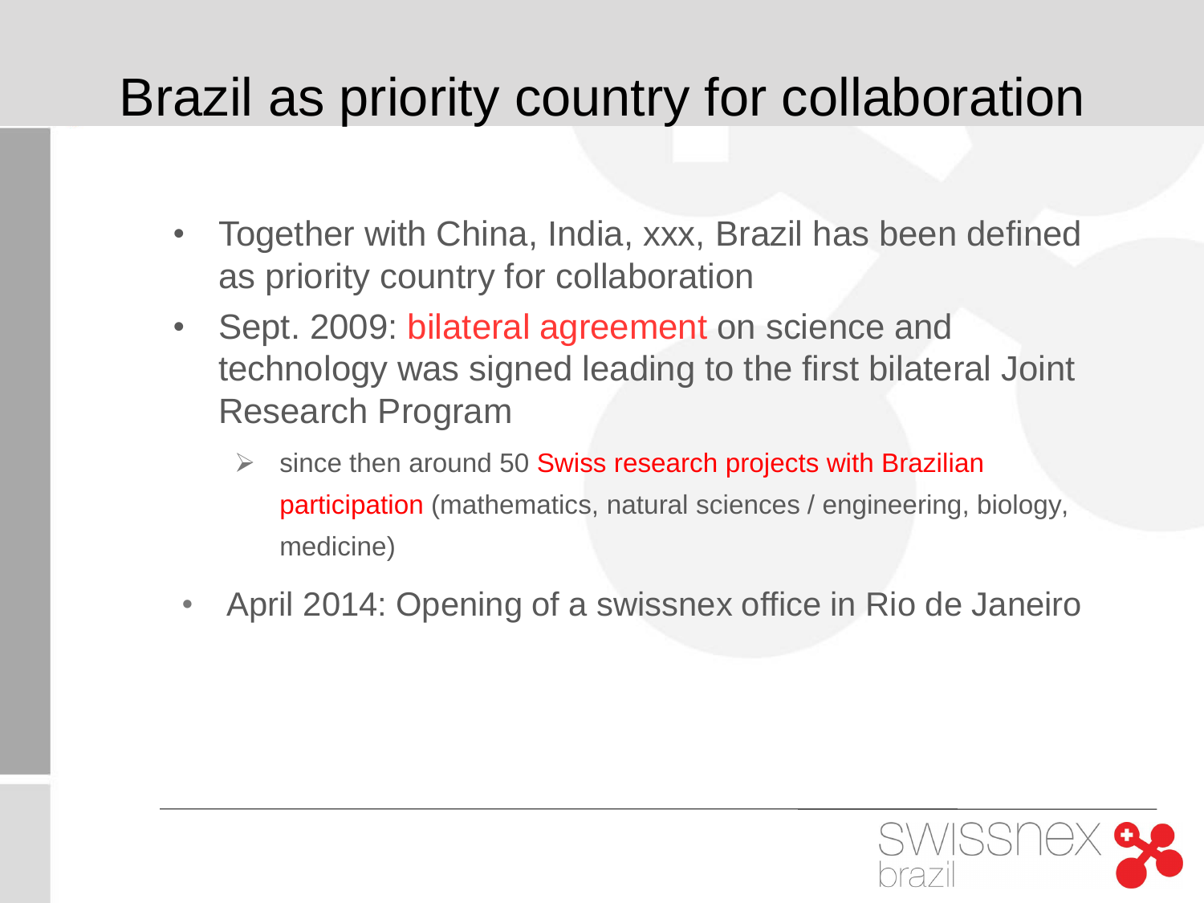# Brazil as priority country for collaboration

- Together with China, India, xxx, Brazil has been defined as priority country for collaboration
- Sept. 2009: bilateral agreement on science and technology was signed leading to the first bilateral Joint Research Program
  - since then around 50 Swiss research projects with Brazilian participation (mathematics, natural sciences / engineering, biology, medicine)
- April 2014: Opening of a swissnex office in Rio de Janeiro

swissnex brazil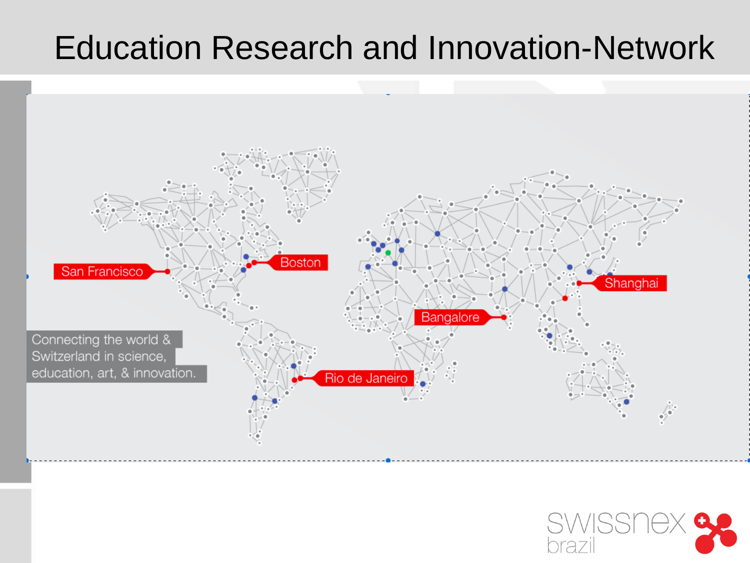# Education Research and Innovation-Network

San Francisco

Boston

Shanghai

Bangalore

Rio de Janeiro

Connecting the world & Switzerland in science, education, art, & innovation.

swissnex brazil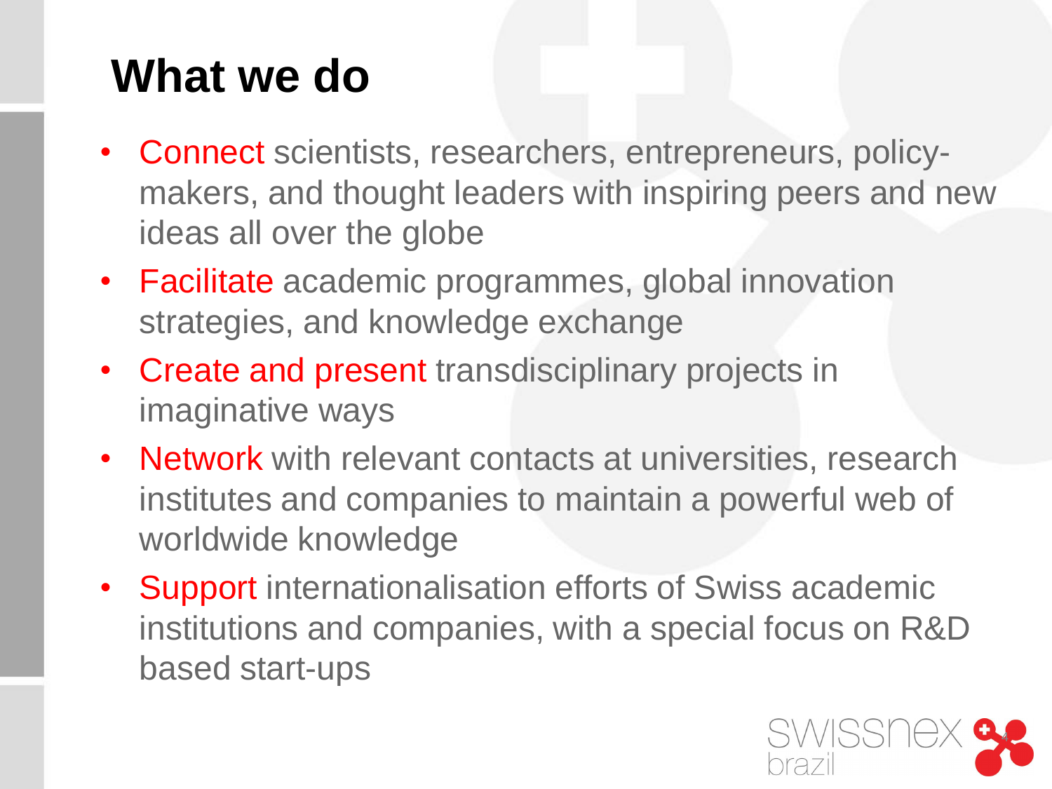# What we do

- Connect scientists, researchers, entrepreneurs, policy-makers, and thought leaders with inspiring peers and new ideas all over the globe
- Facilitate academic programmes, global innovation strategies, and knowledge exchange
- Create and present transdisciplinary projects in imaginative ways
- Network with relevant contacts at universities, research institutes and companies to maintain a powerful web of worldwide knowledge
- Support internationalisation efforts of Swiss academic institutions and companies, with a special focus on R&D based start-ups

swissnex brazil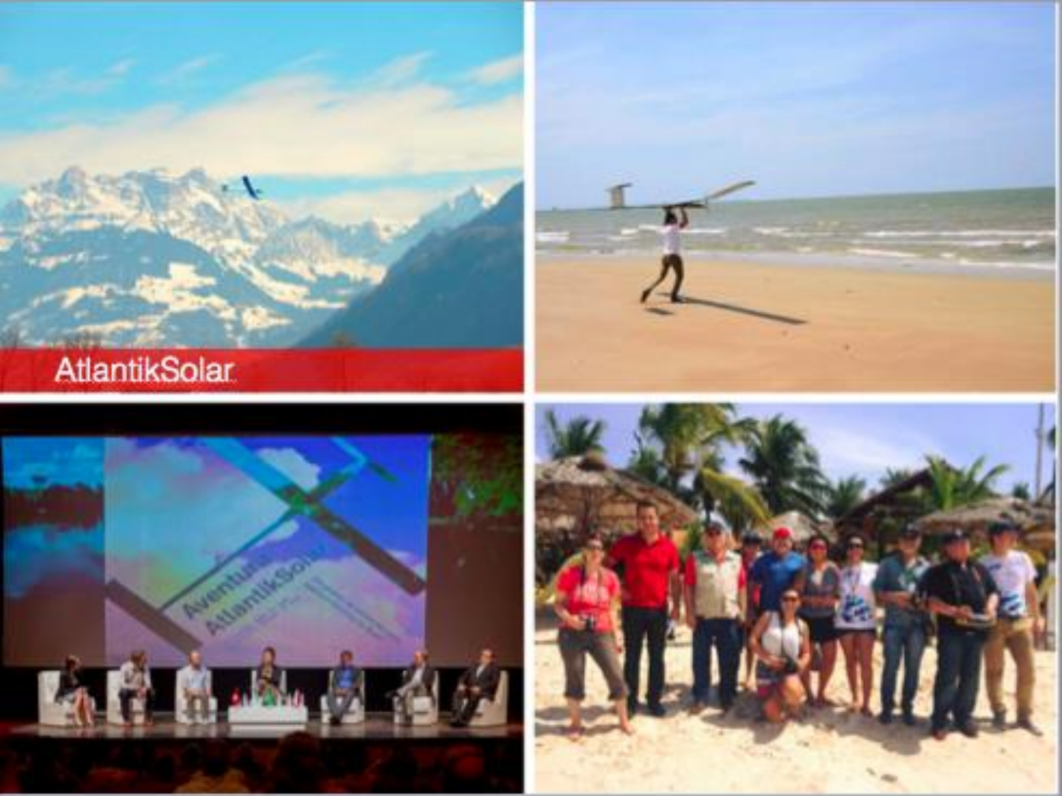AtlantikSolar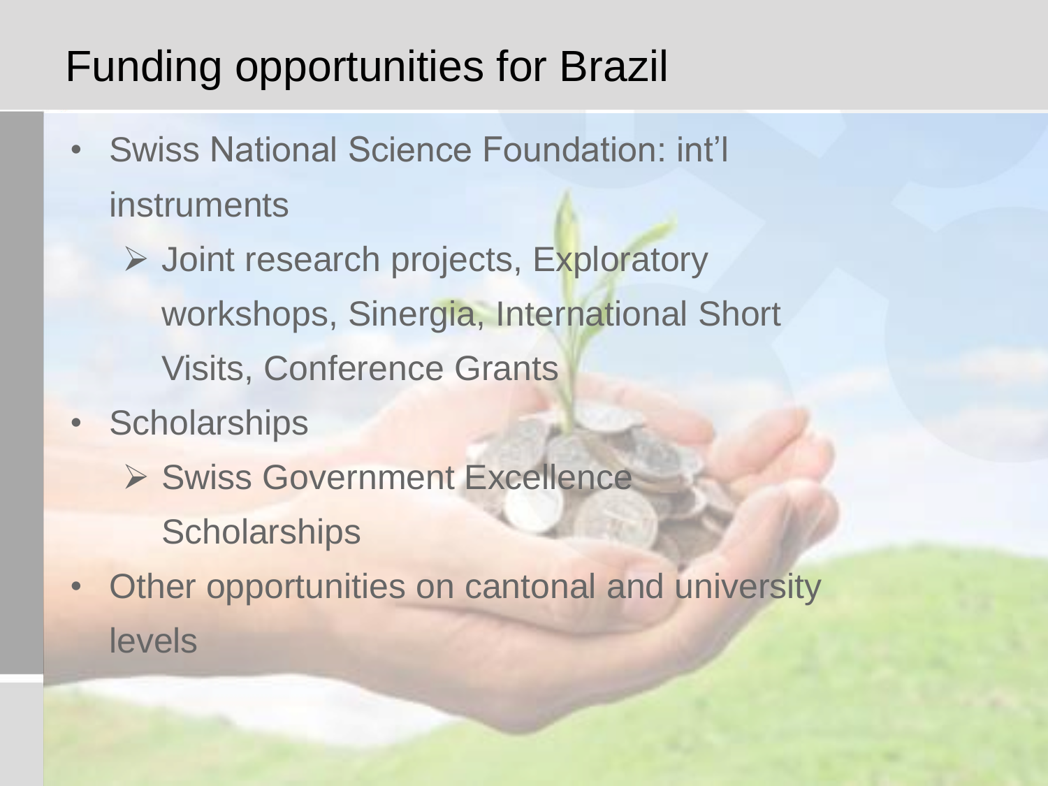# Funding opportunities for Brazil

- Swiss National Science Foundation: int'l instruments
  - Joint research projects, Exploratory workshops, Sinergia, International Short Visits, Conference Grants
- Scholarships
  - Swiss Government Excellence Scholarships
- Other opportunities on cantonal and university levels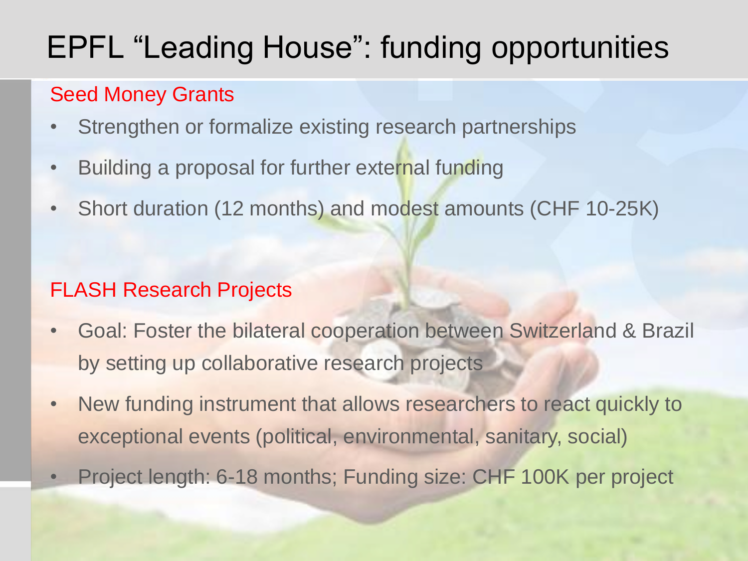# EPFL "Leading House": funding opportunities

## Seed Money Grants

- Strengthen or formalize existing research partnerships
- Building a proposal for further external funding
- Short duration (12 months) and modest amounts (CHF 10-25K)

## FLASH Research Projects

- Goal: Foster the bilateral cooperation between Switzerland & Brazil by setting up collaborative research projects
- New funding instrument that allows researchers to react quickly to exceptional events (political, environmental, sanitary, social)
- Project length: 6-18 months; Funding size: CHF 100K per project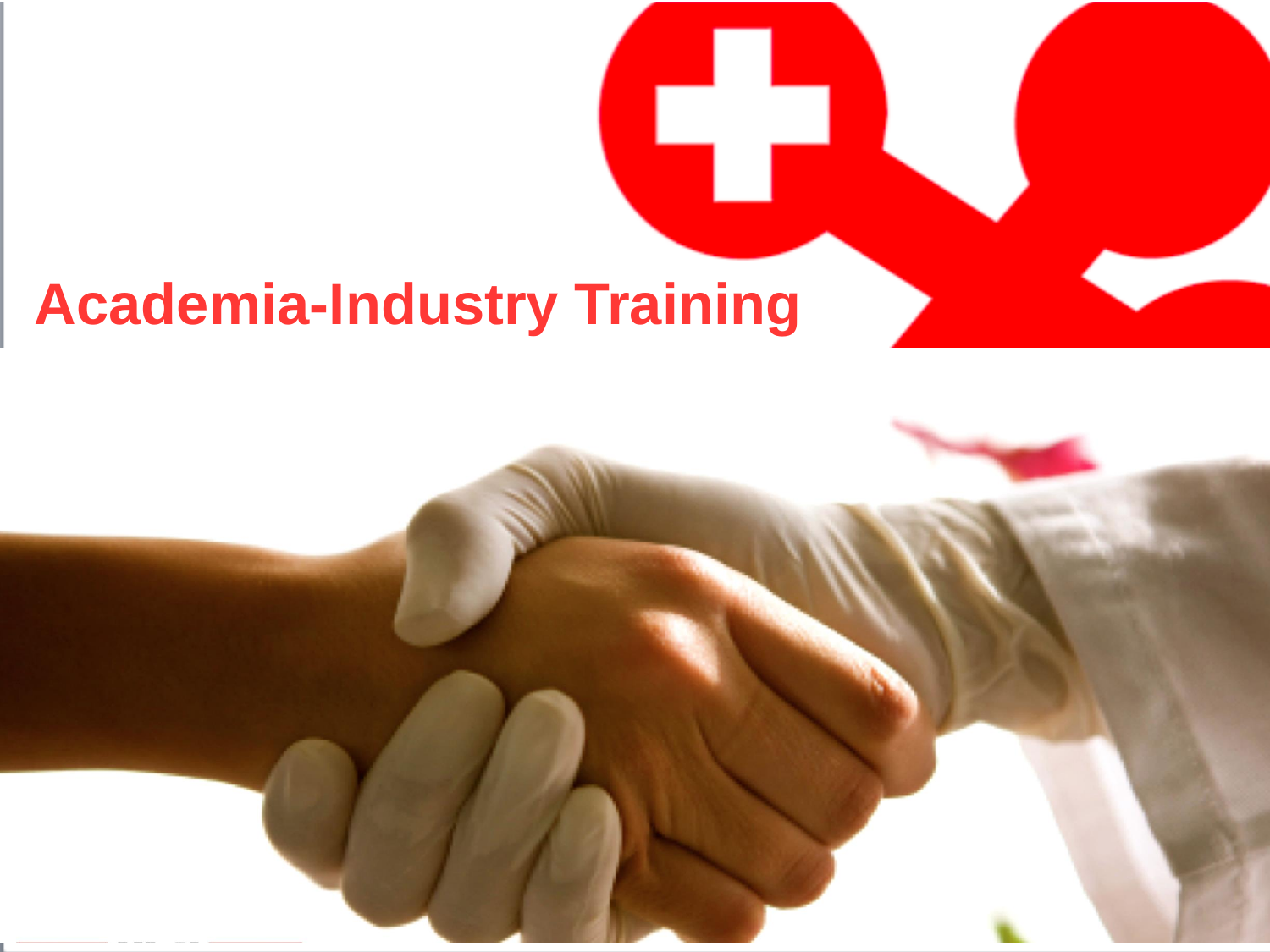# Academia-Industry Training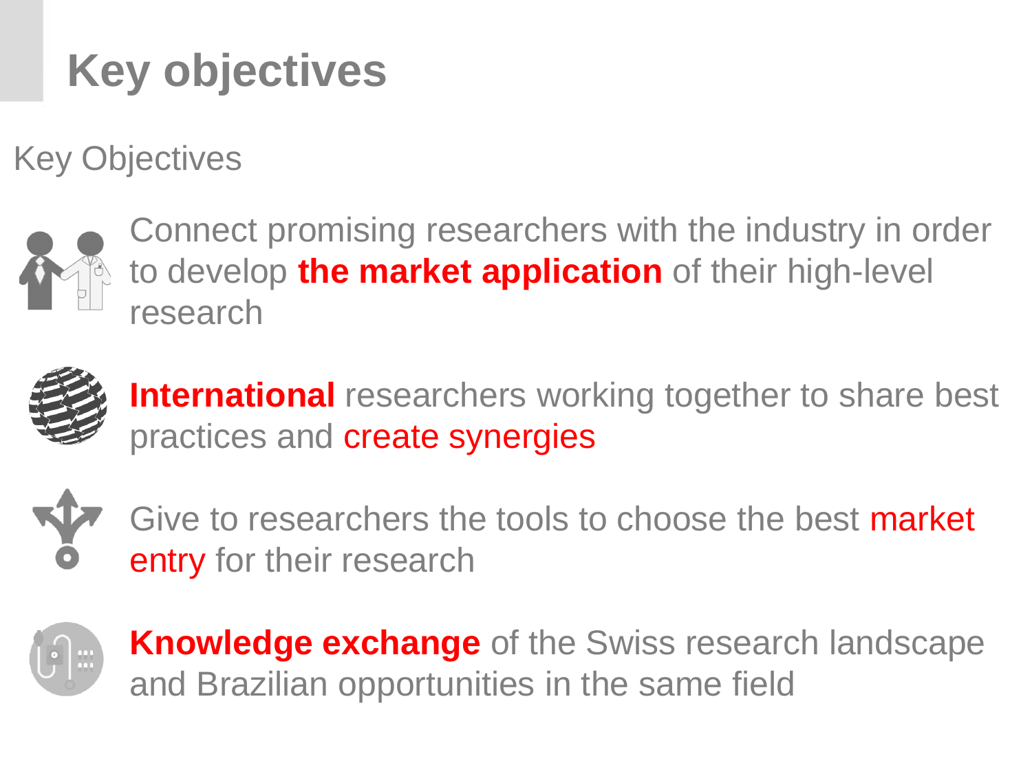# Key objectives

Key Objectives

- Connect promising researchers with the industry in order to develop **the market application** of their high-level research

- **International** researchers working together to share best practices and create synergies

- Give to researchers the tools to choose the best market entry for their research

- **Knowledge exchange** of the Swiss research landscape and Brazilian opportunities in the same field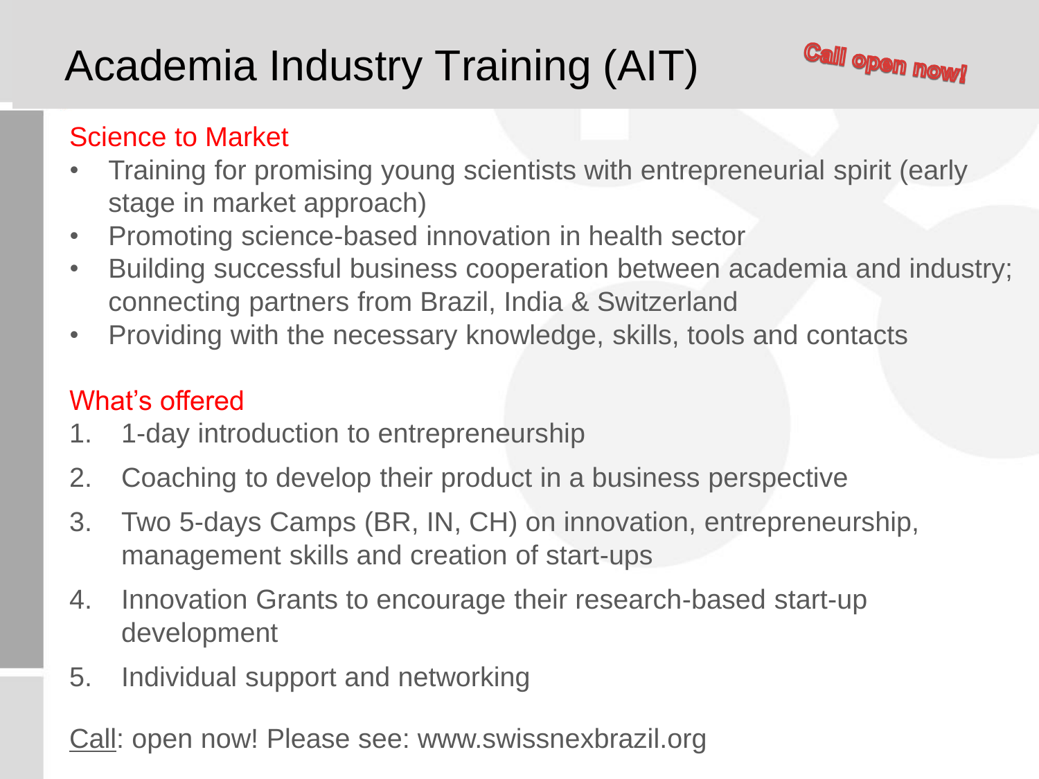# Academia Industry Training (AIT)

Call open now!

## Science to Market

- Training for promising young scientists with entrepreneurial spirit (early stage in market approach)
- Promoting science-based innovation in health sector
- Building successful business cooperation between academia and industry; connecting partners from Brazil, India & Switzerland
- Providing with the necessary knowledge, skills, tools and contacts

## What's offered

1. 1-day introduction to entrepreneurship
2. Coaching to develop their product in a business perspective
3. Two 5-days Camps (BR, IN, CH) on innovation, entrepreneurship, management skills and creation of start-ups
4. Innovation Grants to encourage their research-based start-up development
5. Individual support and networking

Call: open now! Please see: www.swissnexbrazil.org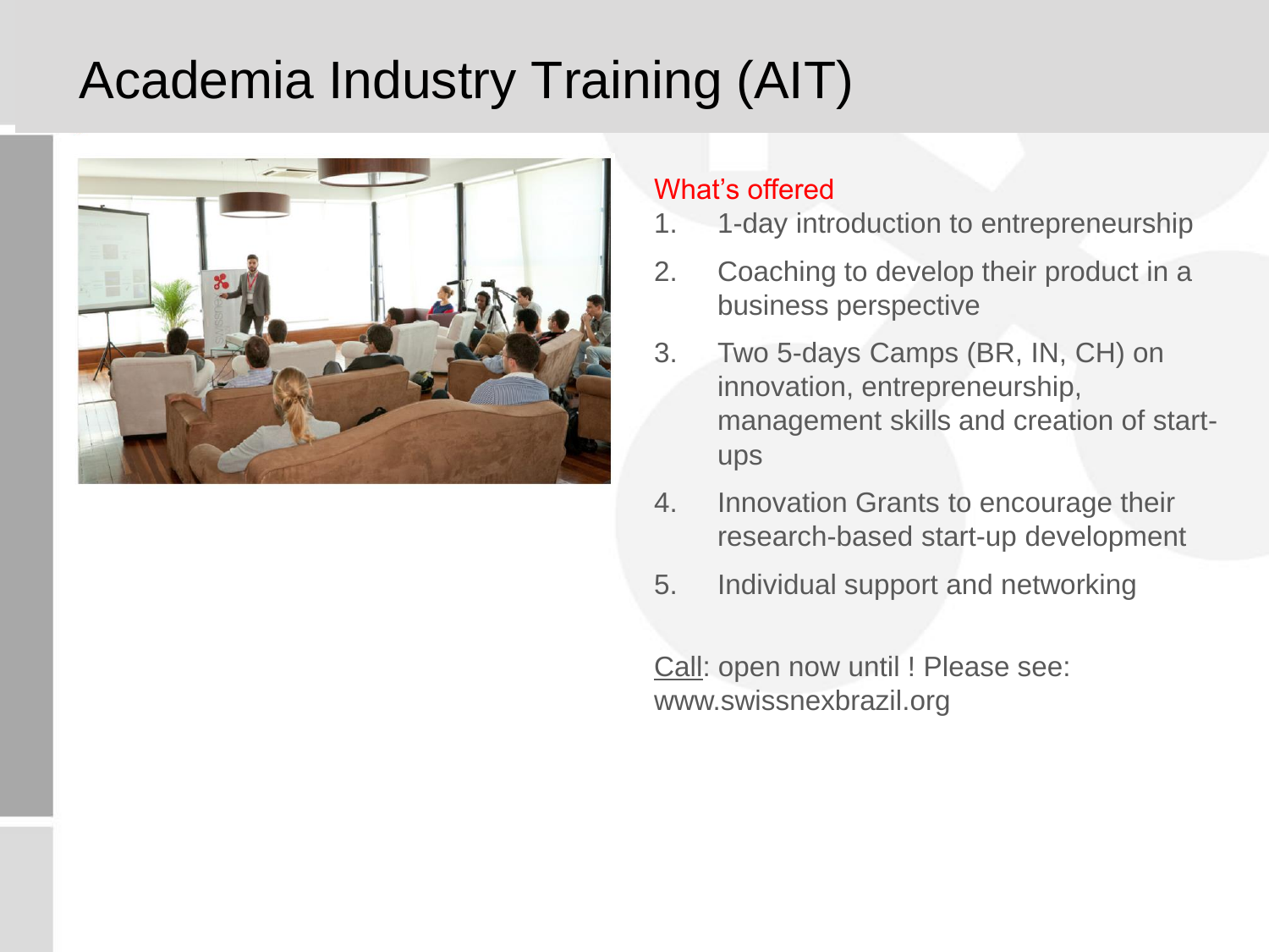# Academia Industry Training (AIT)

What's offered

1. 1-day introduction to entrepreneurship
2. Coaching to develop their product in a business perspective
3. Two 5-days Camps (BR, IN, CH) on innovation, entrepreneurship, management skills and creation of start-ups
4. Innovation Grants to encourage their research-based start-up development
5. Individual support and networking

Call: open now until ! Please see: www.swissnexbrazil.org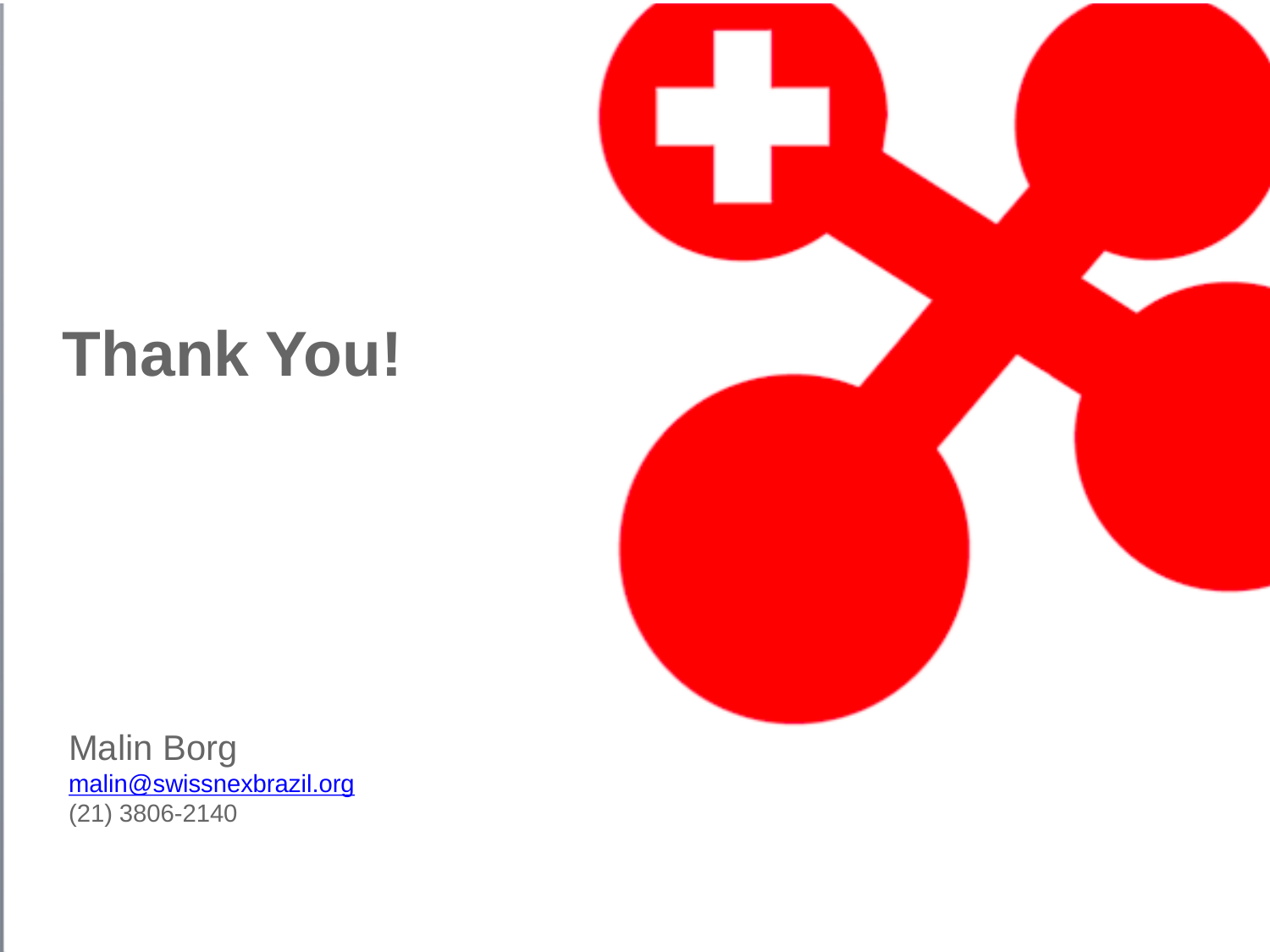# Thank You!

Malin Borg
malin@swissnexbrazil.org
(21) 3806-2140